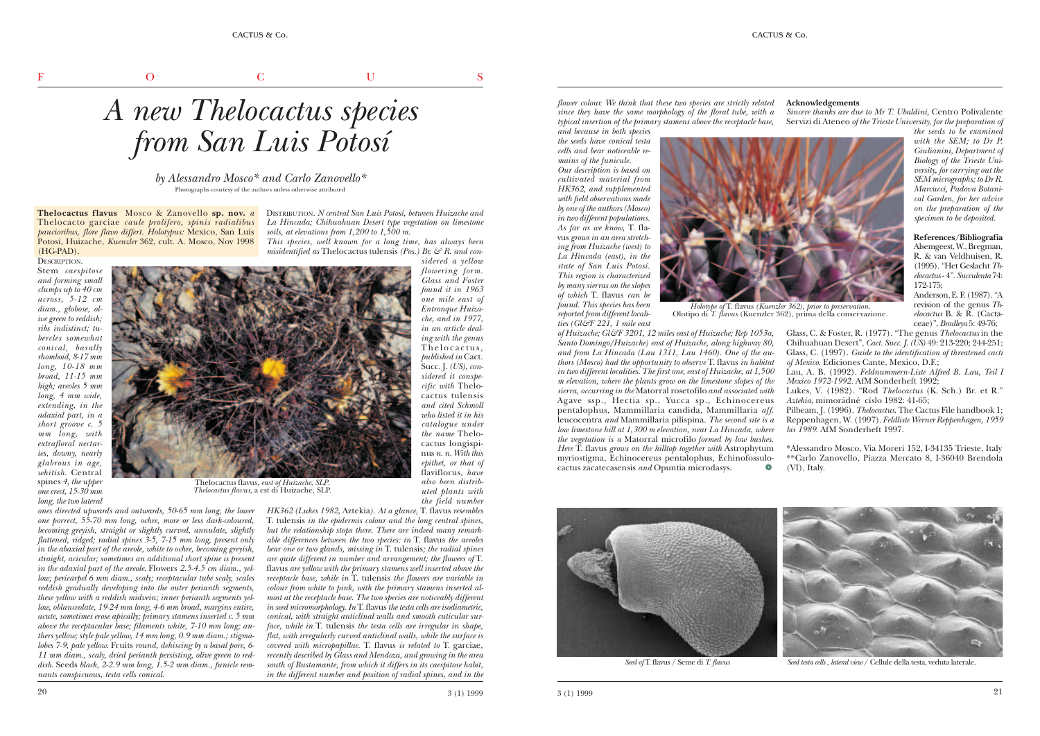F O C U S

# A new Thelocactus species from San Luis Potosí

*by Alessandro Mosco\* and Carlo Zanovello\**

Photographs courtesy of the authors unless otherwise attributed

**Thelocactus flavus** Mosco & Zanovello **sp. nov.** *a* Thelocacto garciae *caule prolifero, spinis radialibus paucioribus, flore flavo differt. Holotypus:* Mexico, San Luis Potosí, Huizache, *Kuenzler* 362, cult. A. Mosco, Nov 1998 (HG-PAD).

DESCRIPTION.

Stem *caespitose and forming small clumps up to 40 cm across, 5-12 cm diam., globose, olive green to reddish; ribs indistinct; tubercles somewhat conical, basally rhomboid, 8-17 mm long, 10-18 mm broad, 11-15 mm high; areoles 5 mm long, 4 mm wide, extending, in the adaxial part, in a short groove c. 5 mm long, with extrafloral nectaries, downy, nearly glabrous in age, whitish.* Central spines *4, the upper one erect, 15-30 mm long, the two lateral ones directed upwards and outwards, 50-65 mm long, the lower one porrect, 55-70 mm long, ochre, more or less dark-coloured, becoming greyish, straight or slightly curved, annulate, slightly flattened, ridged; radial spines 3-5, 7-15 mm long, present only in the abaxial part of the areole, white to ochre, becoming greyish, straight, acicular; sometimes an additional short spine is present in the adaxial part of the areole.* Flowers *2.5-4.5 cm diam., yellow; pericarpel 6 mm diam., scaly; receptacular tube scaly, scales reddish gradually developing into the outer perianth segments, these yellow with a reddish midvein; inner perianth segments yellow, oblanceolate, 19-24 mm long, 4-6 mm broad, margins entire, acute, sometimes erose apically; primary stamens inserted c. 5 mm above the receptacular base; filaments white, 7-10 mm long; anthers yellow; style pale yellow, 14 mm long, 0.9 mm diam.; stigma-lobes 7-9, pale yellow.* Fruits *round, dehiscing by a basal pore, 6-11 mm diam., scaly, dried perianth persisting, olive green to reddish.* Seeds *black, 2-2.9 mm long, 1.5-2 mm diam., funicle remnants conspicuous, testa cells conical.*

Thelocactus flavus*, east of Huizache, SLP.*
*Thelocactus flavus*, a est di Huizache, SLP.

DISTRIBUTION. *N central San Luis Potosí, between Huizache and La Hincada; Chihuahuan Desert type vegetation on limestone soils, at elevations from 1,200 to 1,500 m.*

*This species, well known for a long time, has always been misidentified as* Thelocactus tulensis *(Pos.) Br. & R. and considered a yellow flowering form. Glass and Foster found it in 1963 one mile east of Entronque Huizache, and in 1977, in an article dealing with the genus* Thelocactus, *published in* Cact. Succ. J. *(US), considered it conspecific with* Thelocactus tulensis *and cited Schmoll who listed it in his catalogue under the name* Thelocactus longispinus *n. n. With this epithet, or that of* flaviflorus, *have also been distributed plants with the field number HK362 (Lukes 1982,* Aztekia*). At a glance,* T. flavus *resembles* T. tulensis *in the epidermis colour and the long central spines, but the relationship stops there. There are indeed many remarkable differences between the two species: in* T. flavus *the areoles bear one or two glands, missing in* T. tulensis*; the radial spines are quite different in number and arrangement; the flowers of* T. flavus *are yellow with the primary stamens well inserted above the receptacle base, while in* T. tulensis *the flowers are variable in colour from white to pink, with the primary stamens inserted almost at the receptacle base. The two species are noticeably different in seed micromorphology. In* T. flavus *the testa cells are isodiametric, conical, with straight anticlinal walls and smooth cuticular surface, while in* T. tulensis *the testa cells are irregular in shape, flat, with irregularly curved anticlinal walls, while the surface is covered with micropapillae.* T. flavus *is related to* T. garciae, *recently described by Glass and Mendoza, and growing in the area south of Bustamante, from which it differs in its caespitose habit, in the different number and position of radial spines, and in the flower colour. We think that these two species are strictly related since they have the same morphology of the floral tube, with a typical insertion of the primary stamens above the receptacle base, and because in both species the seeds have conical testa cells and bear noticeable remains of the funicle.*

*Our description is based on cultivated material from HK362, and supplemented with field observations made by one of the authors (Mosco) in two different populations. As far as we know,* T. flavus *grows in an area stretching from Huizache (west) to La Hincada (east), in the state of San Luis Potosí. This region is characterized by many sierras on the slopes of which* T. flavus *can be found. This species has been reported from different localities (Gl&F 221, 1 mile east of Huizache; Gl&F 3201, 12 miles east of Huizache; Rep 1053a, Santo Domingo/Huizache) east of Huizache, along highway 80, and from La Hincada (Lau 1311, Lau 1460). One of the authors (Mosco) had the opportunity to observe* T. flavus *in habitat in two different localities. The first one, east of Huizache, at 1,500 m elevation, where the plants grow on the limestone slopes of the sierra, occurring in the* Matorral rosetofilo *and associated with* Agave ssp., Hectia sp., Yucca sp., Echinocereus pentalophus, Mammillaria candida, Mammillaria *aff.* leucocentra *and* Mammillaria pilispina. *The second site is a low limestone hill at 1,300 m elevation, near La Hincada, where the vegetation is a* Matorral microfilo *formed by low bushes. Here* T. flavus *grows on the hilltop together with* Astrophytum myriostigma, Echinocereus pentalophus, Echinofossulocactus zacatecasensis *and* Opuntia microdasys.

*Holotype of* T. flavus *(Kuenzler 362), prior to preservation.*
Olotipo di *T. flavus* (Kuenzler 362), prima della conservazione.

**Acknowledgements**

*Sincere thanks are due to Mr T. Ubaldini,* Centro Polivalente Servizi di Ateneo *of the Trieste University, for the preparation of the seeds to be examined with the SEM; to Dr P. Giulianini, Department of Biology of the Trieste University, for carrying out the SEM micrographs; to Dr R. Marcucci, Padova Botanical Garden, for her advice on the preparation of the specimen to be deposited.*

**References/Bibliografia**

Alsemgeest, W., Bregman, R. & van Veldhuisen, R. (1995). "Het Geslacht *Thelocactus* - 4". *Succulenta* 74: 172-175;

Anderson, E. F. (1987). "A revision of the genus *Thelocactus* B. & R. (Cactaceae)", *Bradleya* 5: 49-76;

Glass, C. & Foster, R. (1977). "The genus *Thelocactus* in the Chihuahuan Desert", *Cact. Succ. J. (US)* 49: 213-220; 244-251;

Glass, C. (1997). *Guide to the identification of threatened cacti of Mexico.* Ediciones Cante, Mexico, D.F.;

Lau, A. B. (1992). *Feldnummern-Liste Alfred B. Lau, Teil I Mexico 1972-1992.* AfM Sonderheft 1992;

Lukes, V. (1982). "Rod *Thelocactus* (K. Sch.) Br. et R." *Aztekia*, mimořádné číslo 1982: 41-65;

Pilbeam, J. (1996). *Thelocactus.* The Cactus File handbook 1;

Reppenhagen, W. (1997). *Feldliste Werner Reppenhagen, 1959 bis 1989.* AfM Sonderheft 1997.

\*Alessandro Mosco, Via Moreri 152, I-34135 Trieste, Italy

\*\*Carlo Zanovello, Piazza Mercato 8, I-36040 Brendola (VI), Italy.

*Seed of* T. flavus / Seme di *T. flavus*

*Seed testa cells, lateral view* / Cellule della testa, veduta laterale.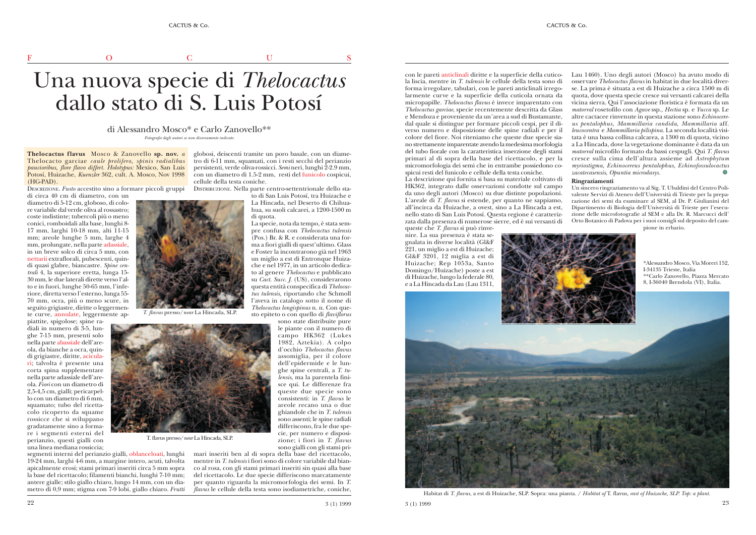# FOCUS

# Una nuova specie di *Thelocactus* dallo stato di S. Luis Potosí

di Alessandro Mosco* e Carlo Zanovello**

*Fotografie degli autori se non diversamente indicato*

**Thelocactus flavus** Mosco & Zanovello **sp. nov.** *a* Thelocacto garciae *caule prolifero, spinis radialibus paucioribus, flore flavo differt. Holotypus:* Mexico, San Luis Potosí, Huizache, *Kuenzler* 362, cult. A. Mosco, Nov 1998 (HG-PAD).

DESCRIZIONE. *Fusto* accestito sino a formare piccoli gruppi di circa 40 cm di diametro, con un diametro di 5-12 cm, globoso, di colore variabile dal verde oliva al rossastro; coste indistinte; tubercoli più o meno conici, romboidali alla base, lunghi 8-17 mm, larghi 10-18 mm, alti 11-15 mm; areole lunghe 5 mm, larghe 4 mm, prolungate, nella parte adassiale, in un breve solco di circa 5 mm, con nettarii extraflorali, pubescenti, quindi quasi glabre, biancastre. *Spine centrali* 4, la superiore eretta, lunga 15-30 mm, le due laterali dirette verso l'alto e in fuori, lunghe 50-65 mm, l'inferiore, diretta verso l'esterno, lunga 55-70 mm, ocra, più o meno scure, in seguito grigiastre, diritte o leggermente curve, annulate, leggermente appiattite, spigolose; spine radiali in numero di 3-5, lunghe 7-15 mm, presenti solo nella parte abassiale dell'areola, da bianche a ocra, quindi grigiastre, diritte, aciculari; talvolta è presente una corta spina supplementare nella parte adassiale dell'areola. *Fiori* con un diametro di 2,5-4,5 cm, gialli; pericarpello con un diametro di 6 mm, squamato; tubo del ricettacolo ricoperto da squame rossicce che si sviluppano gradatamente sino a formare i segmenti esterni del perianzio, questi gialli con una linea mediana rossiccia; segmenti interni del perianzio gialli, oblanceolati, lunghi 19-24 mm, larghi 4-6 mm, a margine intero, acuti, talvolta apicalmente erosi; stami primari inseriti circa 5 mm sopra la base del ricettacolo; filamenti bianchi, lunghi 7-10 mm; antere gialle; stilo giallo chiaro, lungo 14 mm, con un diametro di 0,9 mm; stigma con 7-9 lobi, giallo chiaro. *Frutti* globosi, deiscenti tramite un poro basale, con un diametro di 6-11 mm, squamati, con i resti secchi del perianzio persistenti, verde oliva-rossicci. *Semi* neri, lunghi 2-2.9 mm, con un diametro di 1.5-2 mm, resti del funicolo cospicui, cellule della testa coniche.

*T. flavus* presso/*near* La Hincada, SLP.

T. flavus presso/*near* La Hincada, SLP.

DISTRIBUZIONE. Nella parte centro-settentrionale dello stato di San Luis Potosí, tra Huizache e La Hincada, nel Deserto di Chihuahua, su suoli calcarei, a 1200-1500 m di quota.

La specie, nota da tempo, è stata sempre confusa con *Thelocactus tulensis* (Pos.) Br. & R. e considerata una forma a fiori gialli di quest'ultimo. Glass e Foster la incontrarono già nel 1963 un miglio a est di Entronque Huizache e nel 1977, in un articolo dedicato al genere *Thelocactus* e pubblicato su *Cact. Succ. J.* (US), considerarono questa entità conspecifica di *Thelocactus tulensis*, riportando che Schmoll l'aveva in catalogo sotto il nome di *Thelocactus longispinus* n. n. Con questo epiteto o con quello di *flaviflorus* sono state distribuite pure le piante con il numero di campo HK362 (Lukes 1982, Aztekia). A colpo d'occhio *Thelocactus flavus* assomiglia, per il colore dell'epidermide e le lunghe spine centrali, a *T. tulensis*, ma la parentela finisce qui. Le differenze fra queste due specie sono consistenti: in *T. flavus* le areole recano una o due ghiandole che in *T. tulensis* sono assenti; le spine radiali differiscono, fra le due specie, per numero e disposizione; i fiori in *T. flavus* sono gialli con gli stami primari inseriti ben al di sopra della base del ricettacolo, mentre in *T. tulensis* i fiori sono di colore variabile dal bianco al rosa, con gli stami primari inseriti sin quasi alla base del ricettacolo. Le due specie differiscono marcatamente per quanto riguarda la micromorfologia dei semi. In *T. flavus* le cellule della testa sono isodiametriche, coniche, con le pareti anticlinali diritte e la superficie della cuticola liscia, mentre in *T. tulensis* le cellule della testa sono di forma irregolare, tabulari, con le pareti anticlinali irregolarmente curve e la superficie della cuticola ornata da micropapille. *Thelocactus flavus* è invece imparentato con *Thelocactus garciae*, specie recentemente descritta da Glass e Mendoza e proveniente da un'area a sud di Bustamante, dal quale si distingue per formare piccoli cespi, per il diverso numero e disposizione delle spine radiali e per il colore del fiore. Noi riteniamo che queste due specie siano strettamente imparentate avendo la medesima morfologia del tubo fiorale con la caratteristica inserzione degli stami primari al di sopra della base del ricettacolo, e per la micromorfologia dei semi che in entrambe possiedono cospicui resti del funicolo e cellule della testa coniche.

La descrizione qui fornita si basa su materiale coltivato di HK362, integrato dalle osservazioni condotte sul campo da uno degli autori (Mosco) su due distinte popolazioni. L'areale di *T. flavus* si estende, per quanto ne sappiamo, all'incirca da Huizache, a ovest, sino a La Hincada a est, nello stato di San Luis Potosí. Questa regione è caratterizzata dalla presenza di numerose sierre, ed è sui versanti di queste che *T. flavus* si può rinvenire. La sua presenza è stata segnalata in diverse località (Gl&F 221, un miglio a est di Huizache; Gl&F 3201, 12 miglia a est di Huizache; Rep 1053a, Santo Domingo/Huizache) poste a est di Huizache, lungo la federale 80, e a La Hincada da Lau (Lau 1311, Lau 1460). Uno degli autori (Mosco) ha avuto modo di osservare *Thelocactus flavus* in habitat in due località diverse. La prima è situata a est di Huizache a circa 1500 m di quota, dove questa specie cresce sui versanti calcarei della vicina sierra. Qui l'associazione floristica è formata da un *matorral* rosetofilo con *Agave* ssp., *Hectia* sp. e *Yucca* sp. Le altre cactacee rinvenute in questa stazione sono *Echinocereus pentalophus*, *Mammillaria candida*, *Mammillaria* aff. *leucocentra* e *Mammillaria pilispina*. La seconda località visitata è una bassa collina calcarea, a 1300 m di quota, vicino a La Hincada, dove la vegetazione dominante è data da un *matorral* microfilo formato da bassi cespugli. Qui *T. flavus* cresce sulla cima dell'altura assieme ad *Astrophytum myriostigma*, *Echinocereus pentalophus*, *Echinofossulocactus zacatecasensis*, *Opuntia microdasys*.

### Ringraziamenti

Un sincero ringraziamento va al Sig. T. Ubaldini del Centro Polivalente Servizi di Ateneo dell'Università di Trieste per la preparazione dei semi da esaminare al SEM, al Dr. P. Giulianini del Dipartimento di Biologia dell'Università di Trieste per l'esecuzione delle microfotografie al SEM e alla Dr. R. Marcucci dell' Orto Botanico di Padova per i suoi consigli sul deposito del campione in erbario.

*Alessandro Mosco, Via Moreri 152, I-34135 Trieste, Italia
**Carlo Zanovello, Piazza Mercato 8, I-36040 Brendola (VI), Italia.

Habitat di *T. flavus*, a est di Huizache, SLP. Sopra: una pianta. / *Habitat of* T. flavus, *east of Huizache, SLP. Top: a plant.*